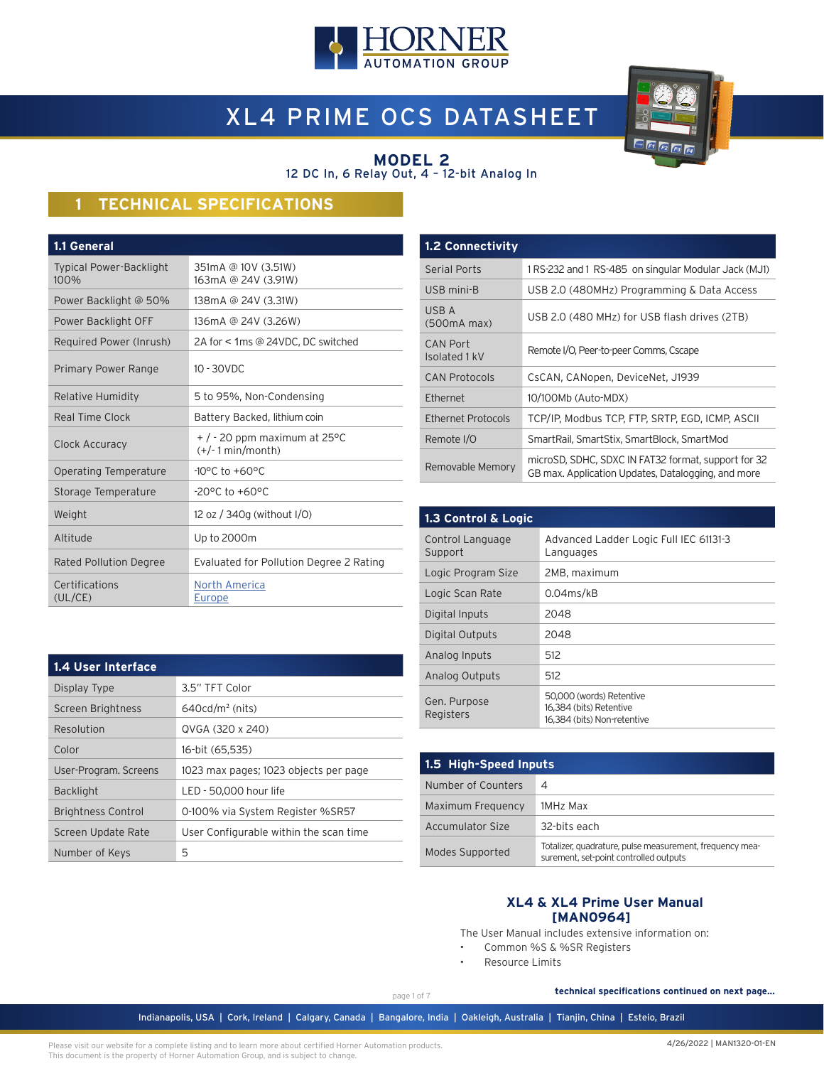# XL4 PRIME OCS DATASHEET

## MODEL 2

12 DC In, 6 Relay Out, 4 - 12-bit Analog In

## 1 TECHNICAL SPECIFICATIONS

| 1.1 General | |
|---|---|
| Typical Power-Backlight 100% | 351mA @ 10V (3.51W)<br>163mA @ 24V (3.91W) |
| Power Backlight @ 50% | 138mA @ 24V (3.31W) |
| Power Backlight OFF | 136mA @ 24V (3.26W) |
| Required Power (Inrush) | 2A for < 1ms @ 24VDC, DC switched |
| Primary Power Range | 10 - 30VDC |
| Relative Humidity | 5 to 95%, Non-Condensing |
| Real Time Clock | Battery Backed, lithium coin |
| Clock Accuracy | + / - 20 ppm maximum at 25°C (+/- 1 min/month) |
| Operating Temperature | -10°C to +60°C |
| Storage Temperature | -20°C to +60°C |
| Weight | 12 oz / 340g (without I/O) |
| Altitude | Up to 2000m |
| Rated Pollution Degree | Evaluated for Pollution Degree 2 Rating |
| Certifications (UL/CE) | North America<br>Europe |

| 1.2 Connectivity | |
|---|---|
| Serial Ports | 1 RS-232 and 1 RS-485 on singular Modular Jack (MJ1) |
| USB mini-B | USB 2.0 (480MHz) Programming & Data Access |
| USB A (500mA max) | USB 2.0 (480 MHz) for USB flash drives (2TB) |
| CAN Port Isolated 1 kV | Remote I/O, Peer-to-peer Comms, Cscape |
| CAN Protocols | CsCAN, CANopen, DeviceNet, J1939 |
| Ethernet | 10/100Mb (Auto-MDX) |
| Ethernet Protocols | TCP/IP, Modbus TCP, FTP, SRTP, EGD, ICMP, ASCII |
| Remote I/O | SmartRail, SmartStix, SmartBlock, SmartMod |
| Removable Memory | microSD, SDHC, SDXC IN FAT32 format, support for 32 GB max. Application Updates, Datalogging, and more |

| 1.3 Control & Logic | |
|---|---|
| Control Language Support | Advanced Ladder Logic Full IEC 61131-3 Languages |
| Logic Program Size | 2MB, maximum |
| Logic Scan Rate | 0.04ms/kB |
| Digital Inputs | 2048 |
| Digital Outputs | 2048 |
| Analog Inputs | 512 |
| Analog Outputs | 512 |
| Gen. Purpose Registers | 50,000 (words) Retentive<br>16,384 (bits) Retentive<br>16,384 (bits) Non-retentive |

| 1.4 User Interface | |
|---|---|
| Display Type | 3.5" TFT Color |
| Screen Brightness | 640cd/m² (nits) |
| Resolution | QVGA (320 x 240) |
| Color | 16-bit (65,535) |
| User-Program. Screens | 1023 max pages; 1023 objects per page |
| Backlight | LED - 50,000 hour life |
| Brightness Control | 0-100% via System Register %SR57 |
| Screen Update Rate | User Configurable within the scan time |
| Number of Keys | 5 |

| 1.5 High-Speed Inputs | |
|---|---|
| Number of Counters | 4 |
| Maximum Frequency | 1MHz Max |
| Accumulator Size | 32-bits each |
| Modes Supported | Totalizer, quadrature, pulse measurement, frequency measurement, set-point controlled outputs |

**XL4 & XL4 Prime User Manual [MAN0964]**

The User Manual includes extensive information on:

- Common %S & %SR Registers
- Resource Limits

**technical specifications continued on next page...**

Indianapolis, USA | Cork, Ireland | Calgary, Canada | Bangalore, India | Oakleigh, Australia | Tianjin, China | Esteio, Brazil

Please visit our website for a complete listing and to learn more about certified Horner Automation products.
This document is the property of Horner Automation Group, and is subject to change.

4/26/2022 | MAN1320-01-EN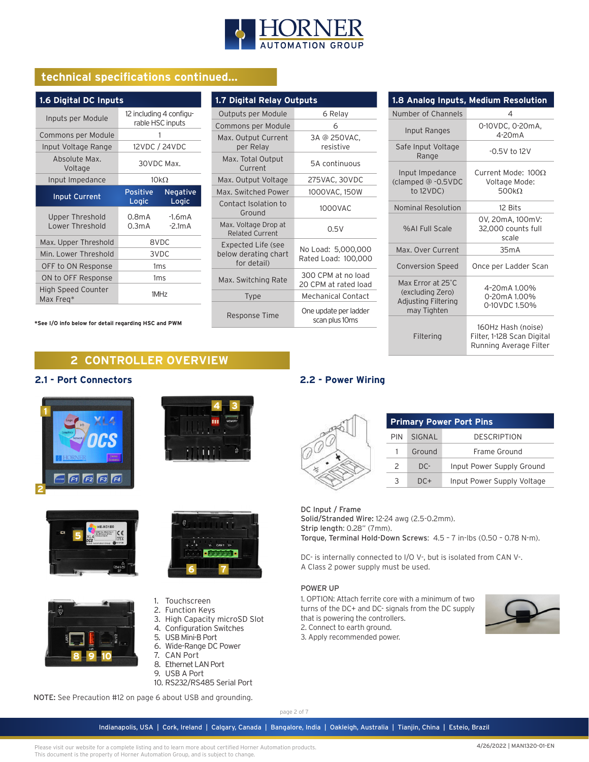## technical specifications continued...

### 1.6 Digital DC Inputs

| | | |
|---|---|---|
| Inputs per Module | 12 including 4 configurable HSC inputs | |
| Commons per Module | 1 | |
| Input Voltage Range | 12VDC / 24VDC | |
| Absolute Max. Voltage | 30VDC Max. | |
| Input Impedance | 10kΩ | |
| **Input Current** | **Positive Logic** | **Negative Logic** |
| Upper Threshold<br>Lower Threshold | 0.8mA<br>0.3mA | -1.6mA<br>-2.1mA |
| Max. Upper Threshold | 8VDC | |
| Min. Lower Threshold | 3VDC | |
| OFF to ON Response | 1ms | |
| ON to OFF Response | 1ms | |
| High Speed Counter Max Freq* | 1MHz | |

***See I/O info below for detail regarding HSC and PWM**

### 1.7 Digital Relay Outputs

| | |
|---|---|
| Outputs per Module | 6 Relay |
| Commons per Module | 6 |
| Max. Output Current per Relay | 3A @ 250VAC, resistive |
| Max. Total Output Current | 5A continuous |
| Max. Output Voltage | 275VAC, 30VDC |
| Max. Switched Power | 1000VAC, 150W |
| Contact Isolation to Ground | 1000VAC |
| Max. Voltage Drop at Related Current | 0.5V |
| Expected Life (see below derating chart for detail) | No Load: 5,000,000<br>Rated Load: 100,000 |
| Max. Switching Rate | 300 CPM at no load<br>20 CPM at rated load |
| Type | Mechanical Contact |
| Response Time | One update per ladder scan plus 10ms |

### 1.8 Analog Inputs, Medium Resolution

| | |
|---|---|
| Number of Channels | 4 |
| Input Ranges | 0-10VDC, 0-20mA, 4-20mA |
| Safe Input Voltage Range | -0.5V to 12V |
| Input Impedance (clamped @ -0.5VDC to 12VDC) | Current Mode: 100Ω<br>Voltage Mode: 500kΩ |
| Nominal Resolution | 12 Bits |
| %AI Full Scale | 0V, 20mA, 100mV: 32,000 counts full scale |
| Max. Over Current | 35mA |
| Conversion Speed | Once per Ladder Scan |
| Max Error at 25°C (excluding Zero) Adjusting Filtering may Tighten | 4-20mA 1.00%<br>0-20mA 1.00%<br>0-10VDC 1.50% |
| Filtering | 160Hz Hash (noise) Filter, 1-128 Scan Digital Running Average Filter |

## 2 CONTROLLER OVERVIEW

### 2.1 - Port Connectors

1. Touchscreen
2. Function Keys
3. High Capacity microSD Slot
4. Configuration Switches
5. USB Mini-B Port
6. Wide-Range DC Power
7. CAN Port
8. Ethernet LAN Port
9. USB A Port
10. RS232/RS485 Serial Port

**NOTE:** See Precaution #12 on page 6 about USB and grounding.

### 2.2 - Power Wiring

**Primary Power Port Pins**

| PIN | SIGNAL | DESCRIPTION |
|---|---|---|
| 1 | Ground | Frame Ground |
| 2 | DC- | Input Power Supply Ground |
| 3 | DC+ | Input Power Supply Voltage |

**DC Input / Frame**
**Solid/Stranded Wire:** 12-24 awg (2.5-0.2mm).
**Strip length:** 0.28" (7mm).
**Torque, Terminal Hold-Down Screws:** 4.5 – 7 in-lbs (0.50 – 0.78 N-m).

DC- is internally connected to I/O V-, but is isolated from CAN V-.
A Class 2 power supply must be used.

POWER UP
1. OPTION: Attach ferrite core with a minimum of two turns of the DC+ and DC- signals from the DC supply that is powering the controllers.
2. Connect to earth ground.
3. Apply recommended power.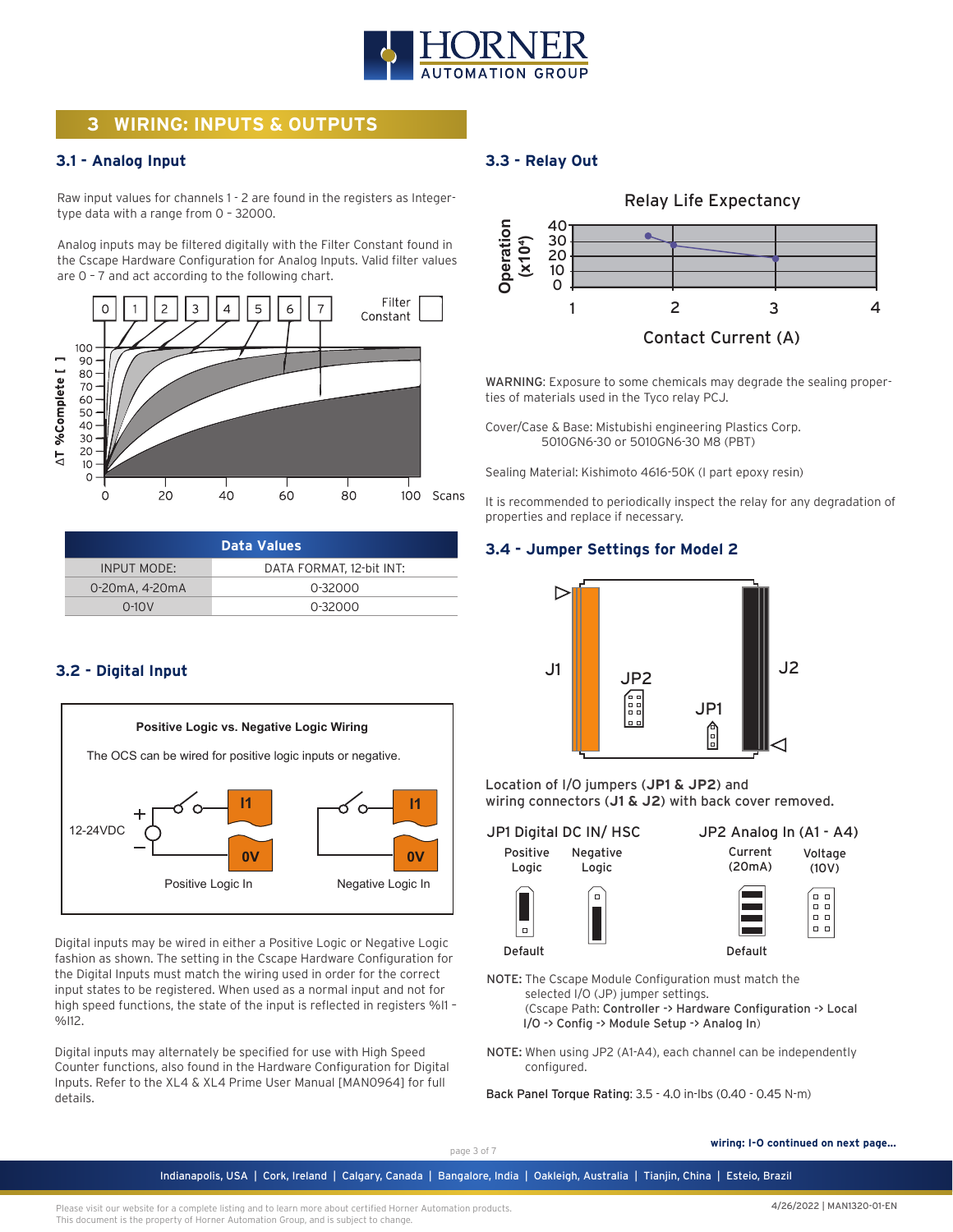# 3 WIRING: INPUTS & OUTPUTS

## 3.1 - Analog Input

Raw input values for channels 1 - 2 are found in the registers as Integer-type data with a range from 0 - 32000.

Analog inputs may be filtered digitally with the Filter Constant found in the Cscape Hardware Configuration for Analog Inputs. Valid filter values are 0 – 7 and act according to the following chart.

| Data Values | |
|---|---|
| INPUT MODE: | DATA FORMAT, 12-bit INT: |
| 0-20mA, 4-20mA | 0-32000 |
| 0-10V | 0-32000 |

## 3.2 - Digital Input

**Positive Logic vs. Negative Logic Wiring**

The OCS can be wired for positive logic inputs or negative.

Positive Logic In — Negative Logic In

Digital inputs may be wired in either a Positive Logic or Negative Logic fashion as shown. The setting in the Cscape Hardware Configuration for the Digital Inputs must match the wiring used in order for the correct input states to be registered. When used as a normal input and not for high speed functions, the state of the input is reflected in registers %I1 - %I12.

Digital inputs may alternately be specified for use with High Speed Counter functions, also found in the Hardware Configuration for Digital Inputs. Refer to the XL4 & XL4 Prime User Manual [MAN0964] for full details.

## 3.3 - Relay Out

Relay Life Expectancy

WARNING: Exposure to some chemicals may degrade the sealing properties of materials used in the Tyco relay PCJ.

Cover/Case & Base: Mistubishi engineering Plastics Corp. 5010GN6-30 or 5010GN6-30 M8 (PBT)

Sealing Material: Kishimoto 4616-50K (I part epoxy resin)

It is recommended to periodically inspect the relay for any degradation of properties and replace if necessary.

## 3.4 - Jumper Settings for Model 2

**Location of I/O jumpers (JP1 & JP2) and wiring connectors (J1 & J2) with back cover removed.**

JP1 Digital DC IN/ HSC: Positive Logic (Default), Negative Logic

JP2 Analog In (A1 - A4): Current (20mA) (Default), Voltage (10V)

NOTE: The Cscape Module Configuration must match the selected I/O (JP) jumper settings.
(Cscape Path: **Controller -> Hardware Configuration -> Local I/O -> Config -> Module Setup -> Analog In**)

NOTE: When using JP2 (A1-A4), each channel can be independently configured.

**Back Panel Torque Rating:** 3.5 - 4.0 in-lbs (0.40 - 0.45 N-m)

**wiring: I-O continued on next page...**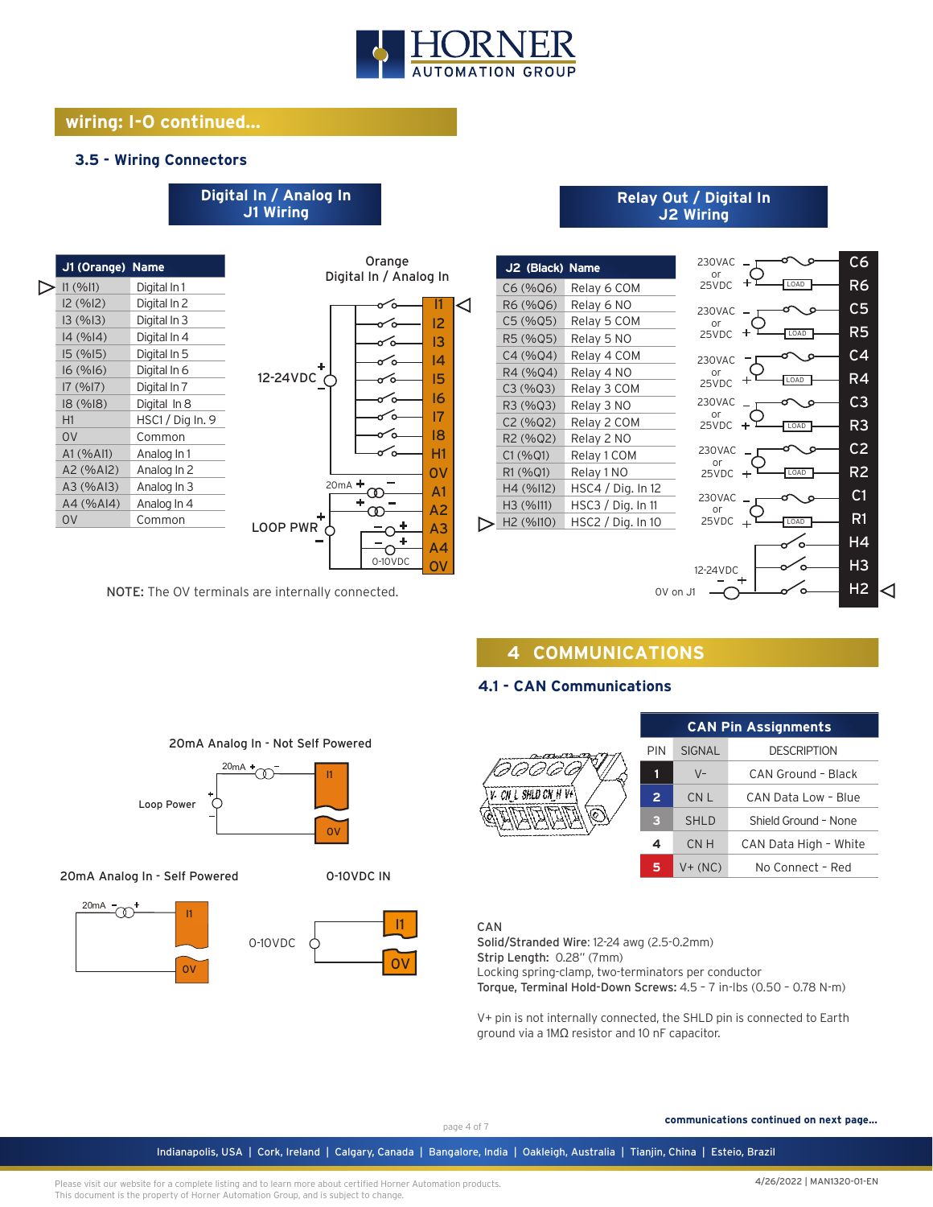## wiring: I-O continued...

### 3.5 - Wiring Connectors

**Digital In / Analog In J1 Wiring**

| J1 (Orange) | Name |
|---|---|
| I1 (%I1) | Digital In 1 |
| I2 (%I2) | Digital In 2 |
| I3 (%I3) | Digital In 3 |
| I4 (%I4) | Digital In 4 |
| I5 (%I5) | Digital In 5 |
| I6 (%I6) | Digital In 6 |
| I7 (%I7) | Digital In 7 |
| I8 (%I8) | Digital In 8 |
| H1 | HSC1 / Dig In. 9 |
| 0V | Common |
| A1 (%AI1) | Analog In 1 |
| A2 (%AI2) | Analog In 2 |
| A3 (%AI3) | Analog In 3 |
| A4 (%AI4) | Analog In 4 |
| 0V | Common |

NOTE: The 0V terminals are internally connected.

**Relay Out / Digital In J2 Wiring**

| J2 (Black) | Name |
|---|---|
| C6 (%Q6) | Relay 6 COM |
| R6 (%Q6) | Relay 6 NO |
| C5 (%Q5) | Relay 5 COM |
| R5 (%Q5) | Relay 5 NO |
| C4 (%Q4) | Relay 4 COM |
| R4 (%Q4) | Relay 4 NO |
| C3 (%Q3) | Relay 3 COM |
| R3 (%Q3) | Relay 3 NO |
| C2 (%Q2) | Relay 2 COM |
| R2 (%Q2) | Relay 2 NO |
| C1 (%Q1) | Relay 1 COM |
| R1 (%Q1) | Relay 1 NO |
| H4 (%I12) | HSC4 / Dig. In 12 |
| H3 (%I11) | HSC3 / Dig. In 11 |
| H2 (%I10) | HSC2 / Dig. In 10 |

20mA Analog In - Not Self Powered

20mA Analog In - Self Powered

0-10VDC IN

## 4 COMMUNICATIONS

### 4.1 - CAN Communications

| PIN | SIGNAL | DESCRIPTION |
|---|---|---|
| 1 | V- | CAN Ground - Black |
| 2 | CN L | CAN Data Low - Blue |
| 3 | SHLD | Shield Ground - None |
| 4 | CN H | CAN Data High - White |
| 5 | V+ (NC) | No Connect - Red |

CAN
**Solid/Stranded Wire:** 12-24 awg (2.5-0.2mm)
**Strip Length:** 0.28" (7mm)
Locking spring-clamp, two-terminators per conductor
**Torque, Terminal Hold-Down Screws:** 4.5 – 7 in-lbs (0.50 – 0.78 N-m)

V+ pin is not internally connected, the SHLD pin is connected to Earth ground via a 1MΩ resistor and 10 nF capacitor.

**communications continued on next page...**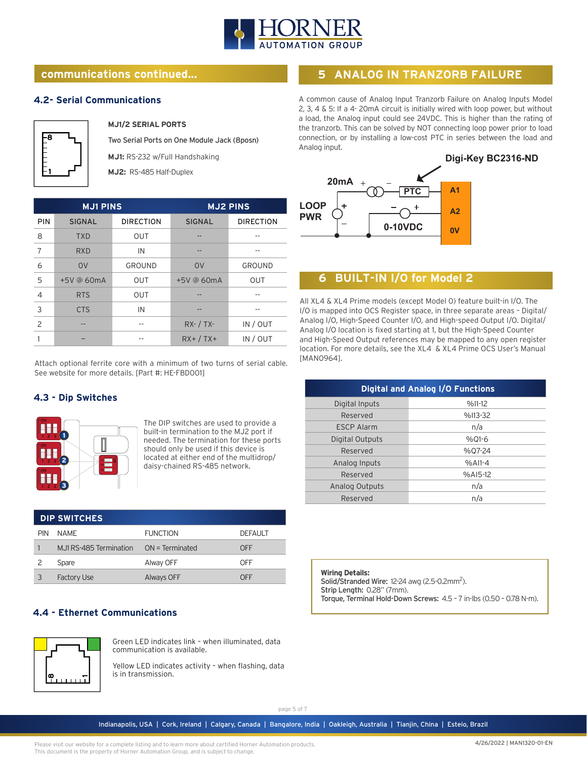## communications continued...

### 4.2- Serial Communications

**MJ1/2 SERIAL PORTS**

Two Serial Ports on One Module Jack (8posn)

**MJ1:** RS-232 w/Full Handshaking

**MJ2:** RS-485 Half-Duplex

| | MJ1 PINS | | MJ2 PINS | |
|---|---|---|---|---|
| PIN | SIGNAL | DIRECTION | SIGNAL | DIRECTION |
| 8 | TXD | OUT | -- | -- |
| 7 | RXD | IN | -- | -- |
| 6 | 0V | GROUND | 0V | GROUND |
| 5 | +5V @ 60mA | OUT | +5V @ 60mA | OUT |
| 4 | RTS | OUT | -- | -- |
| 3 | CTS | IN | -- | -- |
| 2 | -- | -- | RX- / TX- | IN / OUT |
| 1 | -- | -- | RX+ / TX+ | IN / OUT |

Attach optional ferrite core with a minimum of two turns of serial cable. See website for more details. [Part #: HE-FBD001]

### 4.3 - Dip Switches

The DIP switches are used to provide a built-in termination to the MJ2 port if needed. The termination for these ports should only be used if this device is located at either end of the multidrop/ daisy-chained RS-485 network.

| DIP SWITCHES | | | |
|---|---|---|---|
| PIN | NAME | FUNCTION | DEFAULT |
| 1 | MJ1 RS-485 Termination | ON = Terminated | OFF |
| 2 | Spare | Alway OFF | OFF |
| 3 | Factory Use | Always OFF | OFF |

### 4.4 - Ethernet Communications

Green LED indicates link – when illuminated, data communication is available.

Yellow LED indicates activity – when flashing, data is in transmission.

## 5 ANALOG IN TRANZORB FAILURE

A common cause of Analog Input Tranzorb Failure on Analog Inputs Model 2, 3, 4 & 5: If a 4- 20mA circuit is initially wired with loop power, but without a load, the Analog input could see 24VDC. This is higher than the rating of the tranzorb. This can be solved by NOT connecting loop power prior to load connection, or by installing a low-cost PTC in series between the load and Analog input.

Digi-Key BC2316-ND

20mA, LOOP PWR, PTC, 0-10VDC, A1, A2, 0V

## 6 BUILT-IN I/O for Model 2

All XL4 & XL4 Prime models (except Model 0) feature built-in I/O. The I/O is mapped into OCS Register space, in three separate areas – Digital/ Analog I/O, High-Speed Counter I/O, and High-speed Output I/O. Digital/ Analog I/O location is fixed starting at 1, but the High-Speed Counter and High-Speed Output references may be mapped to any open register location. For more details, see the XL4 & XL4 Prime OCS User's Manual [MAN0964].

| Digital and Analog I/O Functions | |
|---|---|
| Digital Inputs | %I1-12 |
| Reserved | %I13-32 |
| ESCP Alarm | n/a |
| Digital Outputs | %Q1-6 |
| Reserved | %Q7-24 |
| Analog Inputs | %AI1-4 |
| Reserved | %AI5-12 |
| Analog Outputs | n/a |
| Reserved | n/a |

**Wiring Details:**
**Solid/Stranded Wire:** 12-24 awg (2.5-0.2mm$^2$).
**Strip Length:** 0.28" (7mm).
**Torque, Terminal Hold-Down Screws:** 4.5 – 7 in-lbs (0.50 – 0.78 N-m).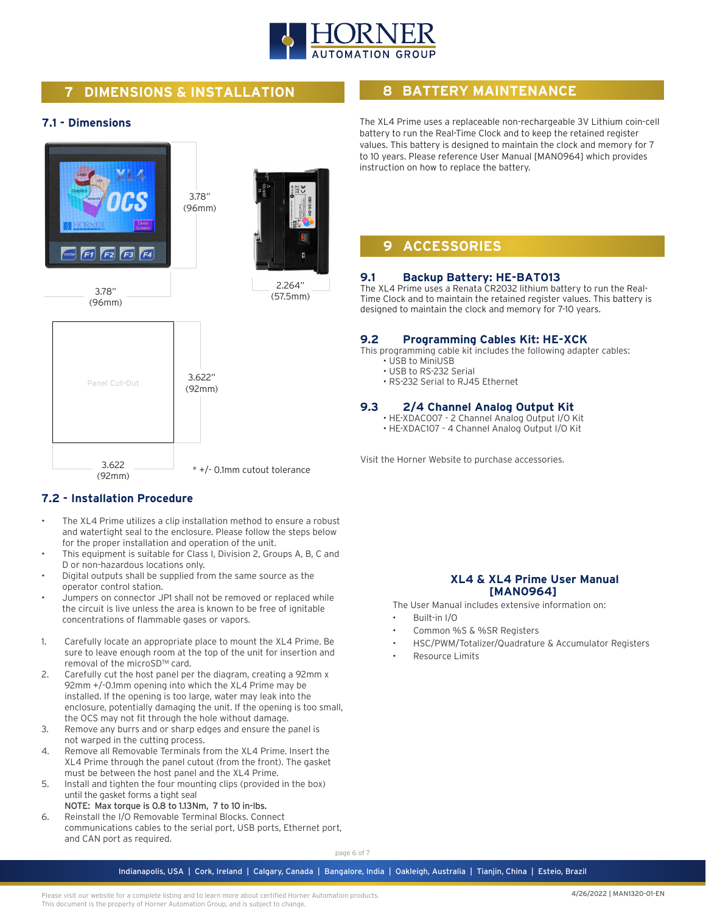## 7 DIMENSIONS & INSTALLATION

### 7.1 - Dimensions

3.78" (96mm)

3.78" (96mm)

2.264" (57.5mm)

Panel Cut-Out

3.622" (92mm)

3.622 (92mm)

* +/- 0.1mm cutout tolerance

### 7.2 - Installation Procedure

- The XL4 Prime utilizes a clip installation method to ensure a robust and watertight seal to the enclosure. Please follow the steps below for the proper installation and operation of the unit.
- This equipment is suitable for Class I, Division 2, Groups A, B, C and D or non-hazardous locations only.
- Digital outputs shall be supplied from the same source as the operator control station.
- Jumpers on connector JP1 shall not be removed or replaced while the circuit is live unless the area is known to be free of ignitable concentrations of flammable gases or vapors.

1. Carefully locate an appropriate place to mount the XL4 Prime. Be sure to leave enough room at the top of the unit for insertion and removal of the microSD™ card.
2. Carefully cut the host panel per the diagram, creating a 92mm x 92mm +/-0.1mm opening into which the XL4 Prime may be installed. If the opening is too large, water may leak into the enclosure, potentially damaging the unit. If the opening is too small, the OCS may not fit through the hole without damage.
3. Remove any burrs and or sharp edges and ensure the panel is not warped in the cutting process.
4. Remove all Removable Terminals from the XL4 Prime. Insert the XL4 Prime through the panel cutout (from the front). The gasket must be between the host panel and the XL4 Prime.
5. Install and tighten the four mounting clips (provided in the box) until the gasket forms a tight seal
   **NOTE: Max torque is 0.8 to 1.13Nm, 7 to 10 in-lbs.**
6. Reinstall the I/O Removable Terminal Blocks. Connect communications cables to the serial port, USB ports, Ethernet port, and CAN port as required.

## 8 BATTERY MAINTENANCE

The XL4 Prime uses a replaceable non-rechargeable 3V Lithium coin-cell battery to run the Real-Time Clock and to keep the retained register values. This battery is designed to maintain the clock and memory for 7 to 10 years. Please reference User Manual [MAN0964] which provides instruction on how to replace the battery.

## 9 ACCESSORIES

### 9.1 Backup Battery: HE-BAT013

The XL4 Prime uses a Renata CR2032 lithium battery to run the Real-Time Clock and to maintain the retained register values. This battery is designed to maintain the clock and memory for 7-10 years.

### 9.2 Programming Cables Kit: HE-XCK

This programming cable kit includes the following adapter cables:

- USB to MiniUSB
- USB to RS-232 Serial
- RS-232 Serial to RJ45 Ethernet

### 9.3 2/4 Channel Analog Output Kit

- HE-XDAC007 - 2 Channel Analog Output I/O Kit
- HE-XDAC107 - 4 Channel Analog Output I/O Kit

Visit the Horner Website to purchase accessories.

### XL4 & XL4 Prime User Manual [MAN0964]

The User Manual includes extensive information on:

- Built-in I/O
- Common %S & %SR Registers
- HSC/PWM/Totalizer/Quadrature & Accumulator Registers
- Resource Limits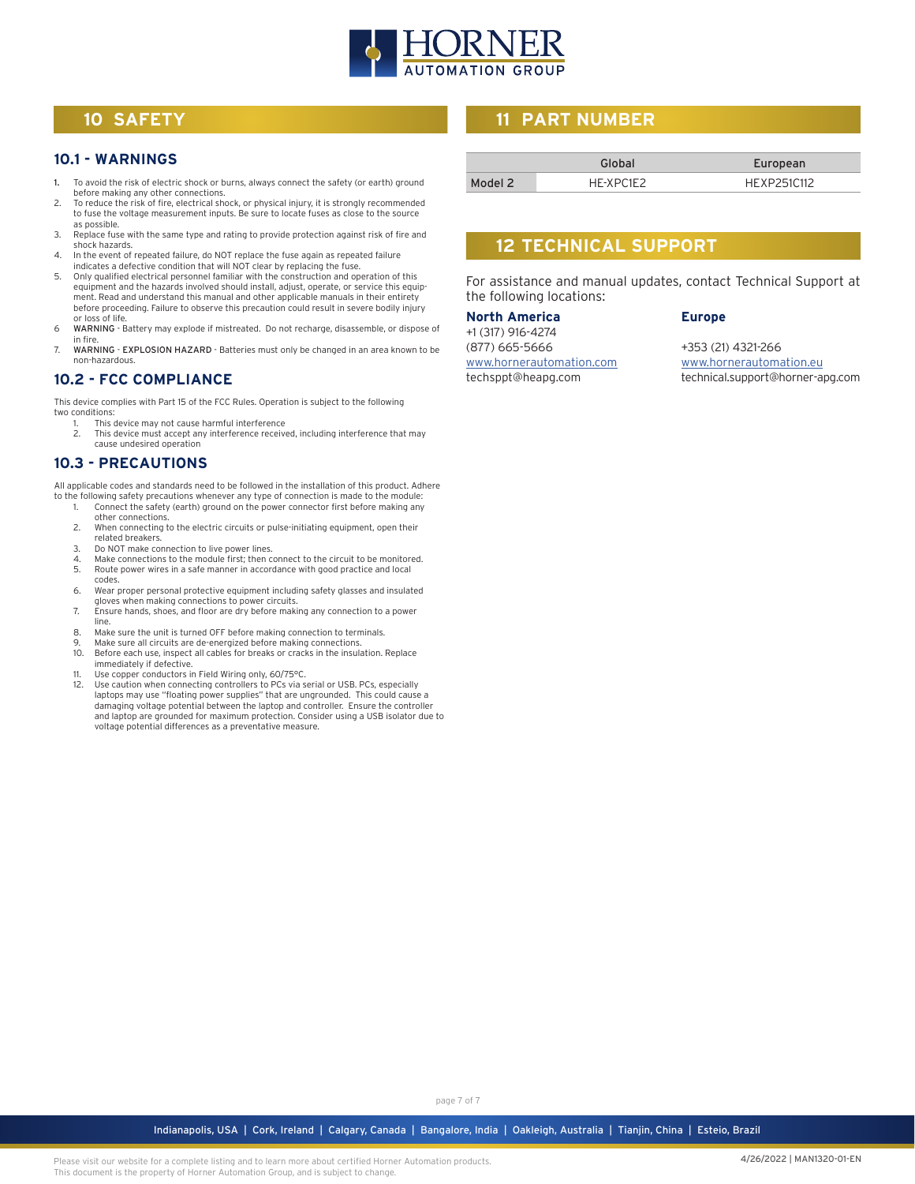## 10 SAFETY

### 10.1 - WARNINGS

1. To avoid the risk of electric shock or burns, always connect the safety (or earth) ground before making any other connections.
2. To reduce the risk of fire, electrical shock, or physical injury, it is strongly recommended to fuse the voltage measurement inputs. Be sure to locate fuses as close to the source as possible.
3. Replace fuse with the same type and rating to provide protection against risk of fire and shock hazards.
4. In the event of repeated failure, do NOT replace the fuse again as repeated failure indicates a defective condition that will NOT clear by replacing the fuse.
5. Only qualified electrical personnel familiar with the construction and operation of this equipment and the hazards involved should install, adjust, operate, or service this equipment. Read and understand this manual and other applicable manuals in their entirety before proceeding. Failure to observe this precaution could result in severe bodily injury or loss of life.
6. WARNING - Battery may explode if mistreated. Do not recharge, disassemble, or dispose of in fire.
7. WARNING - EXPLOSION HAZARD - Batteries must only be changed in an area known to be non-hazardous.

### 10.2 - FCC COMPLIANCE

This device complies with Part 15 of the FCC Rules. Operation is subject to the following two conditions:

1. This device may not cause harmful interference
2. This device must accept any interference received, including interference that may cause undesired operation

### 10.3 - PRECAUTIONS

All applicable codes and standards need to be followed in the installation of this product. Adhere to the following safety precautions whenever any type of connection is made to the module:

1. Connect the safety (earth) ground on the power connector first before making any other connections.
2. When connecting to the electric circuits or pulse-initiating equipment, open their related breakers.
3. Do NOT make connection to live power lines.
4. Make connections to the module first; then connect to the circuit to be monitored.
5. Route power wires in a safe manner in accordance with good practice and local codes.
6. Wear proper personal protective equipment including safety glasses and insulated gloves when making connections to power circuits.
7. Ensure hands, shoes, and floor are dry before making any connection to a power line.
8. Make sure the unit is turned OFF before making connection to terminals.
9. Make sure all circuits are de-energized before making connections.
10. Before each use, inspect all cables for breaks or cracks in the insulation. Replace immediately if defective.
11. Use copper conductors in Field Wiring only, 60/75°C.
12. Use caution when connecting controllers to PCs via serial or USB. PCs, especially laptops may use "floating power supplies" that are ungrounded. This could cause a damaging voltage potential between the laptop and controller. Ensure the controller and laptop are grounded for maximum protection. Consider using a USB isolator due to voltage potential differences as a preventative measure.

## 11 PART NUMBER

| | Global | European |
|---|---|---|
| Model 2 | HE-XPC1E2 | HEXP251C112 |

## 12 TECHNICAL SUPPORT

For assistance and manual updates, contact Technical Support at the following locations:

**North America**
+1 (317) 916-4274
(877) 665-5666
www.hornerautomation.com
techsppt@heapg.com

**Europe**
+353 (21) 4321-266
www.hornerautomation.eu
technical.support@horner-apg.com

Indianapolis, USA | Cork, Ireland | Calgary, Canada | Bangalore, India | Oakleigh, Australia | Tianjin, China | Esteio, Brazil

Please visit our website for a complete listing and to learn more about certified Horner Automation products.
This document is the property of Horner Automation Group, and is subject to change.

4/26/2022 | MAN1320-01-EN